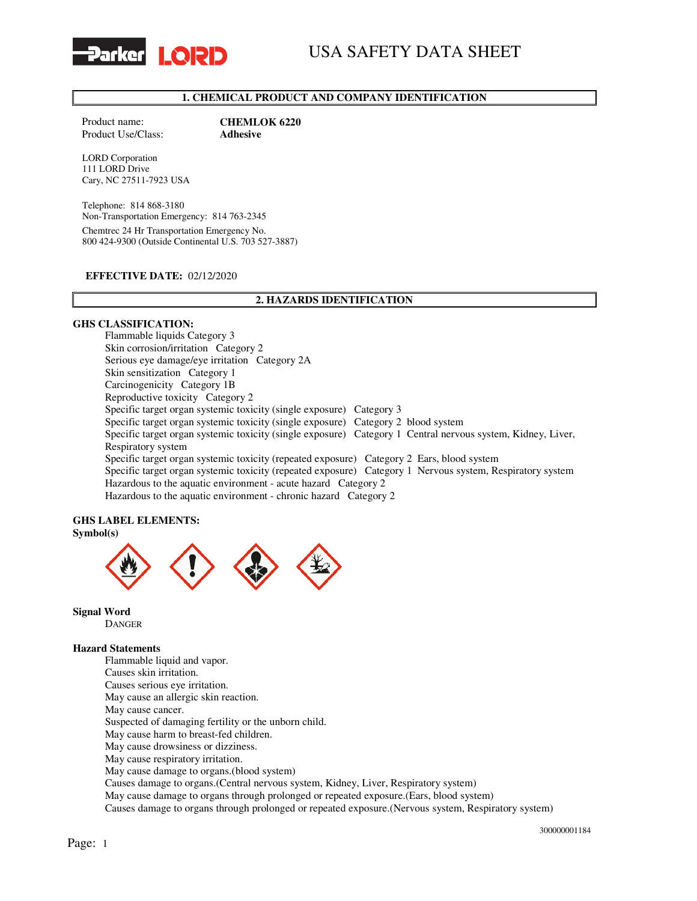# USA SAFETY DATA SHEET

## 1. CHEMICAL PRODUCT AND COMPANY IDENTIFICATION

Product name: **CHEMLOK 6220**
Product Use/Class: **Adhesive**

LORD Corporation
111 LORD Drive
Cary, NC 27511-7923 USA

Telephone: 814 868-3180
Non-Transportation Emergency: 814 763-2345

Chemtrec 24 Hr Transportation Emergency No.
800 424-9300 (Outside Continental U.S. 703 527-3887)

**EFFECTIVE DATE:** 02/12/2020

## 2. HAZARDS IDENTIFICATION

**GHS CLASSIFICATION:**

Flammable liquids Category 3
Skin corrosion/irritation Category 2
Serious eye damage/eye irritation Category 2A
Skin sensitization Category 1
Carcinogenicity Category 1B
Reproductive toxicity Category 2
Specific target organ systemic toxicity (single exposure) Category 3
Specific target organ systemic toxicity (single exposure) Category 2 blood system
Specific target organ systemic toxicity (single exposure) Category 1 Central nervous system, Kidney, Liver, Respiratory system
Specific target organ systemic toxicity (repeated exposure) Category 2 Ears, blood system
Specific target organ systemic toxicity (repeated exposure) Category 1 Nervous system, Respiratory system
Hazardous to the aquatic environment - acute hazard Category 2
Hazardous to the aquatic environment - chronic hazard Category 2

**GHS LABEL ELEMENTS:**

**Symbol(s)**

**Signal Word**

DANGER

**Hazard Statements**

Flammable liquid and vapor.
Causes skin irritation.
Causes serious eye irritation.
May cause an allergic skin reaction.
May cause cancer.
Suspected of damaging fertility or the unborn child.
May cause harm to breast-fed children.
May cause drowsiness or dizziness.
May cause respiratory irritation.
May cause damage to organs.(blood system)
Causes damage to organs.(Central nervous system, Kidney, Liver, Respiratory system)
May cause damage to organs through prolonged or repeated exposure.(Ears, blood system)
Causes damage to organs through prolonged or repeated exposure.(Nervous system, Respiratory system)

300000001184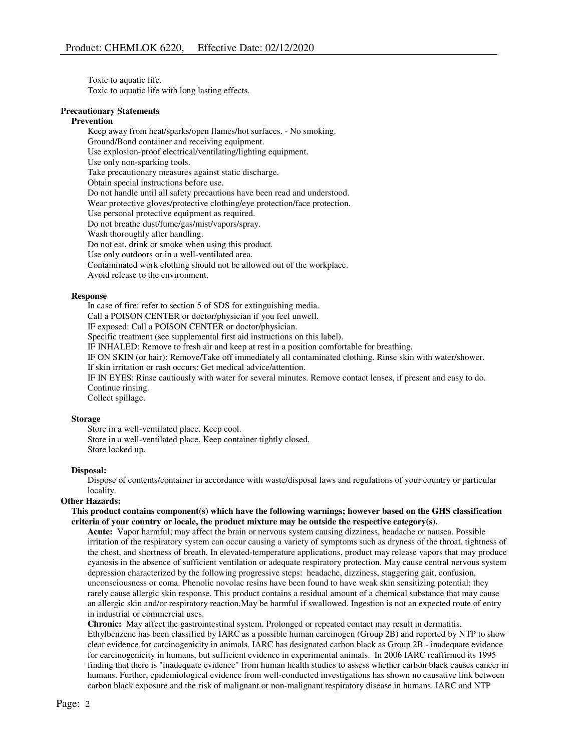Toxic to aquatic life.
Toxic to aquatic life with long lasting effects.

**Precautionary Statements**

**Prevention**

Keep away from heat/sparks/open flames/hot surfaces. - No smoking.
Ground/Bond container and receiving equipment.
Use explosion-proof electrical/ventilating/lighting equipment.
Use only non-sparking tools.
Take precautionary measures against static discharge.
Obtain special instructions before use.
Do not handle until all safety precautions have been read and understood.
Wear protective gloves/protective clothing/eye protection/face protection.
Use personal protective equipment as required.
Do not breathe dust/fume/gas/mist/vapors/spray.
Wash thoroughly after handling.
Do not eat, drink or smoke when using this product.
Use only outdoors or in a well-ventilated area.
Contaminated work clothing should not be allowed out of the workplace.
Avoid release to the environment.

**Response**

In case of fire: refer to section 5 of SDS for extinguishing media.
Call a POISON CENTER or doctor/physician if you feel unwell.
IF exposed: Call a POISON CENTER or doctor/physician.
Specific treatment (see supplemental first aid instructions on this label).
IF INHALED: Remove to fresh air and keep at rest in a position comfortable for breathing.
IF ON SKIN (or hair): Remove/Take off immediately all contaminated clothing. Rinse skin with water/shower.
If skin irritation or rash occurs: Get medical advice/attention.
IF IN EYES: Rinse cautiously with water for several minutes. Remove contact lenses, if present and easy to do. Continue rinsing.
Collect spillage.

**Storage**

Store in a well-ventilated place. Keep cool.
Store in a well-ventilated place. Keep container tightly closed.
Store locked up.

**Disposal:**

Dispose of contents/container in accordance with waste/disposal laws and regulations of your country or particular locality.

**Other Hazards:**

**This product contains component(s) which have the following warnings; however based on the GHS classification criteria of your country or locale, the product mixture may be outside the respective category(s).**

**Acute:** Vapor harmful; may affect the brain or nervous system causing dizziness, headache or nausea. Possible irritation of the respiratory system can occur causing a variety of symptoms such as dryness of the throat, tightness of the chest, and shortness of breath. In elevated-temperature applications, product may release vapors that may produce cyanosis in the absence of sufficient ventilation or adequate respiratory protection. May cause central nervous system depression characterized by the following progressive steps: headache, dizziness, staggering gait, confusion, unconsciousness or coma. Phenolic novolac resins have been found to have weak skin sensitizing potential; they rarely cause allergic skin response. This product contains a residual amount of a chemical substance that may cause an allergic skin and/or respiratory reaction.May be harmful if swallowed. Ingestion is not an expected route of entry in industrial or commercial uses.

**Chronic:** May affect the gastrointestinal system. Prolonged or repeated contact may result in dermatitis. Ethylbenzene has been classified by IARC as a possible human carcinogen (Group 2B) and reported by NTP to show clear evidence for carcinogenicity in animals. IARC has designated carbon black as Group 2B - inadequate evidence for carcinogenicity in humans, but sufficient evidence in experimental animals. In 2006 IARC reaffirmed its 1995 finding that there is "inadequate evidence" from human health studies to assess whether carbon black causes cancer in humans. Further, epidemiological evidence from well-conducted investigations has shown no causative link between carbon black exposure and the risk of malignant or non-malignant respiratory disease in humans. IARC and NTP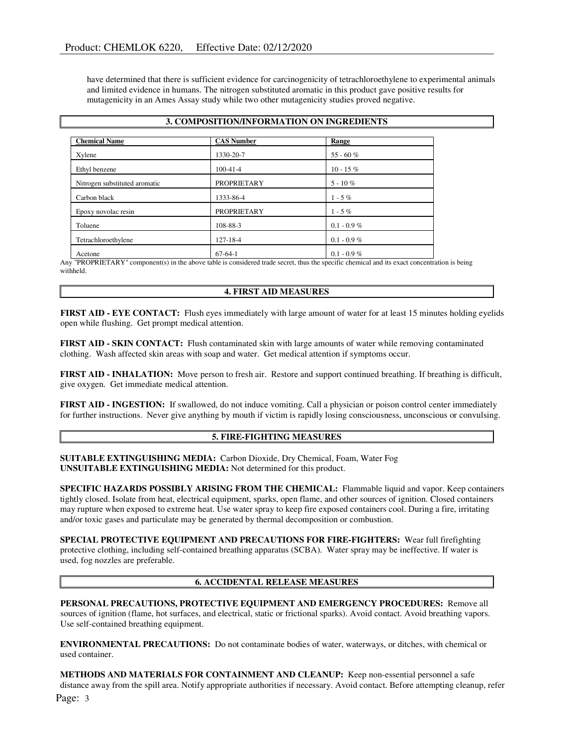have determined that there is sufficient evidence for carcinogenicity of tetrachloroethylene to experimental animals and limited evidence in humans. The nitrogen substituted aromatic in this product gave positive results for mutagenicity in an Ames Assay study while two other mutagenicity studies proved negative.

## 3. COMPOSITION/INFORMATION ON INGREDIENTS

| Chemical Name | CAS Number | Range |
|---|---|---|
| Xylene | 1330-20-7 | 55 - 60 % |
| Ethyl benzene | 100-41-4 | 10 - 15 % |
| Nitrogen substituted aromatic | PROPRIETARY | 5 - 10 % |
| Carbon black | 1333-86-4 | 1 - 5 % |
| Epoxy novolac resin | PROPRIETARY | 1 - 5 % |
| Toluene | 108-88-3 | 0.1 - 0.9 % |
| Tetrachloroethylene | 127-18-4 | 0.1 - 0.9 % |
| Acetone | 67-64-1 | 0.1 - 0.9 % |

Any "PROPRIETARY" component(s) in the above table is considered trade secret, thus the specific chemical and its exact concentration is being withheld.

## 4. FIRST AID MEASURES

**FIRST AID - EYE CONTACT:** Flush eyes immediately with large amount of water for at least 15 minutes holding eyelids open while flushing. Get prompt medical attention.

**FIRST AID - SKIN CONTACT:** Flush contaminated skin with large amounts of water while removing contaminated clothing. Wash affected skin areas with soap and water. Get medical attention if symptoms occur.

**FIRST AID - INHALATION:** Move person to fresh air. Restore and support continued breathing. If breathing is difficult, give oxygen. Get immediate medical attention.

**FIRST AID - INGESTION:** If swallowed, do not induce vomiting. Call a physician or poison control center immediately for further instructions. Never give anything by mouth if victim is rapidly losing consciousness, unconscious or convulsing.

## 5. FIRE-FIGHTING MEASURES

**SUITABLE EXTINGUISHING MEDIA:** Carbon Dioxide, Dry Chemical, Foam, Water Fog
**UNSUITABLE EXTINGUISHING MEDIA:** Not determined for this product.

**SPECIFIC HAZARDS POSSIBLY ARISING FROM THE CHEMICAL:** Flammable liquid and vapor. Keep containers tightly closed. Isolate from heat, electrical equipment, sparks, open flame, and other sources of ignition. Closed containers may rupture when exposed to extreme heat. Use water spray to keep fire exposed containers cool. During a fire, irritating and/or toxic gases and particulate may be generated by thermal decomposition or combustion.

**SPECIAL PROTECTIVE EQUIPMENT AND PRECAUTIONS FOR FIRE-FIGHTERS:** Wear full firefighting protective clothing, including self-contained breathing apparatus (SCBA). Water spray may be ineffective. If water is used, fog nozzles are preferable.

## 6. ACCIDENTAL RELEASE MEASURES

**PERSONAL PRECAUTIONS, PROTECTIVE EQUIPMENT AND EMERGENCY PROCEDURES:** Remove all sources of ignition (flame, hot surfaces, and electrical, static or frictional sparks). Avoid contact. Avoid breathing vapors. Use self-contained breathing equipment.

**ENVIRONMENTAL PRECAUTIONS:** Do not contaminate bodies of water, waterways, or ditches, with chemical or used container.

**METHODS AND MATERIALS FOR CONTAINMENT AND CLEANUP:** Keep non-essential personnel a safe distance away from the spill area. Notify appropriate authorities if necessary. Avoid contact. Before attempting cleanup, refer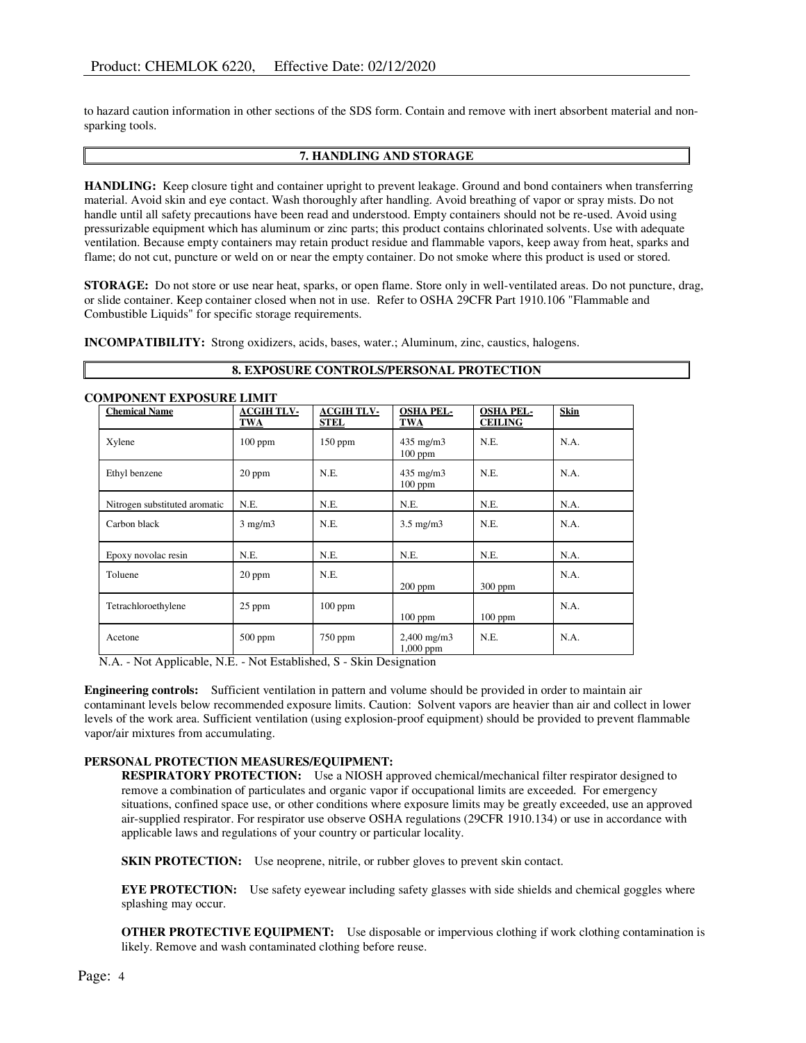to hazard caution information in other sections of the SDS form. Contain and remove with inert absorbent material and non-sparking tools.

## 7. HANDLING AND STORAGE

**HANDLING:** Keep closure tight and container upright to prevent leakage. Ground and bond containers when transferring material. Avoid skin and eye contact. Wash thoroughly after handling. Avoid breathing of vapor or spray mists. Do not handle until all safety precautions have been read and understood. Empty containers should not be re-used. Avoid using pressurizable equipment which has aluminum or zinc parts; this product contains chlorinated solvents. Use with adequate ventilation. Because empty containers may retain product residue and flammable vapors, keep away from heat, sparks and flame; do not cut, puncture or weld on or near the empty container. Do not smoke where this product is used or stored.

**STORAGE:** Do not store or use near heat, sparks, or open flame. Store only in well-ventilated areas. Do not puncture, drag, or slide container. Keep container closed when not in use. Refer to OSHA 29CFR Part 1910.106 "Flammable and Combustible Liquids" for specific storage requirements.

**INCOMPATIBILITY:** Strong oxidizers, acids, bases, water.; Aluminum, zinc, caustics, halogens.

## 8. EXPOSURE CONTROLS/PERSONAL PROTECTION

**COMPONENT EXPOSURE LIMIT**

| Chemical Name | ACGIH TLV-TWA | ACGIH TLV-STEL | OSHA PEL-TWA | OSHA PEL-CEILING | Skin |
|---|---|---|---|---|---|
| Xylene | 100 ppm | 150 ppm | 435 mg/m3<br>100 ppm | N.E. | N.A. |
| Ethyl benzene | 20 ppm | N.E. | 435 mg/m3<br>100 ppm | N.E. | N.A. |
| Nitrogen substituted aromatic | N.E. | N.E. | N.E. | N.E. | N.A. |
| Carbon black | 3 mg/m3 | N.E. | 3.5 mg/m3 | N.E. | N.A. |
| Epoxy novolac resin | N.E. | N.E. | N.E. | N.E. | N.A. |
| Toluene | 20 ppm | N.E. | 200 ppm | 300 ppm | N.A. |
| Tetrachloroethylene | 25 ppm | 100 ppm | 100 ppm | 100 ppm | N.A. |
| Acetone | 500 ppm | 750 ppm | 2,400 mg/m3<br>1,000 ppm | N.E. | N.A. |

N.A. - Not Applicable, N.E. - Not Established, S - Skin Designation

**Engineering controls:** Sufficient ventilation in pattern and volume should be provided in order to maintain air contaminant levels below recommended exposure limits. Caution: Solvent vapors are heavier than air and collect in lower levels of the work area. Sufficient ventilation (using explosion-proof equipment) should be provided to prevent flammable vapor/air mixtures from accumulating.

**PERSONAL PROTECTION MEASURES/EQUIPMENT:**

**RESPIRATORY PROTECTION:** Use a NIOSH approved chemical/mechanical filter respirator designed to remove a combination of particulates and organic vapor if occupational limits are exceeded. For emergency situations, confined space use, or other conditions where exposure limits may be greatly exceeded, use an approved air-supplied respirator. For respirator use observe OSHA regulations (29CFR 1910.134) or use in accordance with applicable laws and regulations of your country or particular locality.

**SKIN PROTECTION:** Use neoprene, nitrile, or rubber gloves to prevent skin contact.

**EYE PROTECTION:** Use safety eyewear including safety glasses with side shields and chemical goggles where splashing may occur.

**OTHER PROTECTIVE EQUIPMENT:** Use disposable or impervious clothing if work clothing contamination is likely. Remove and wash contaminated clothing before reuse.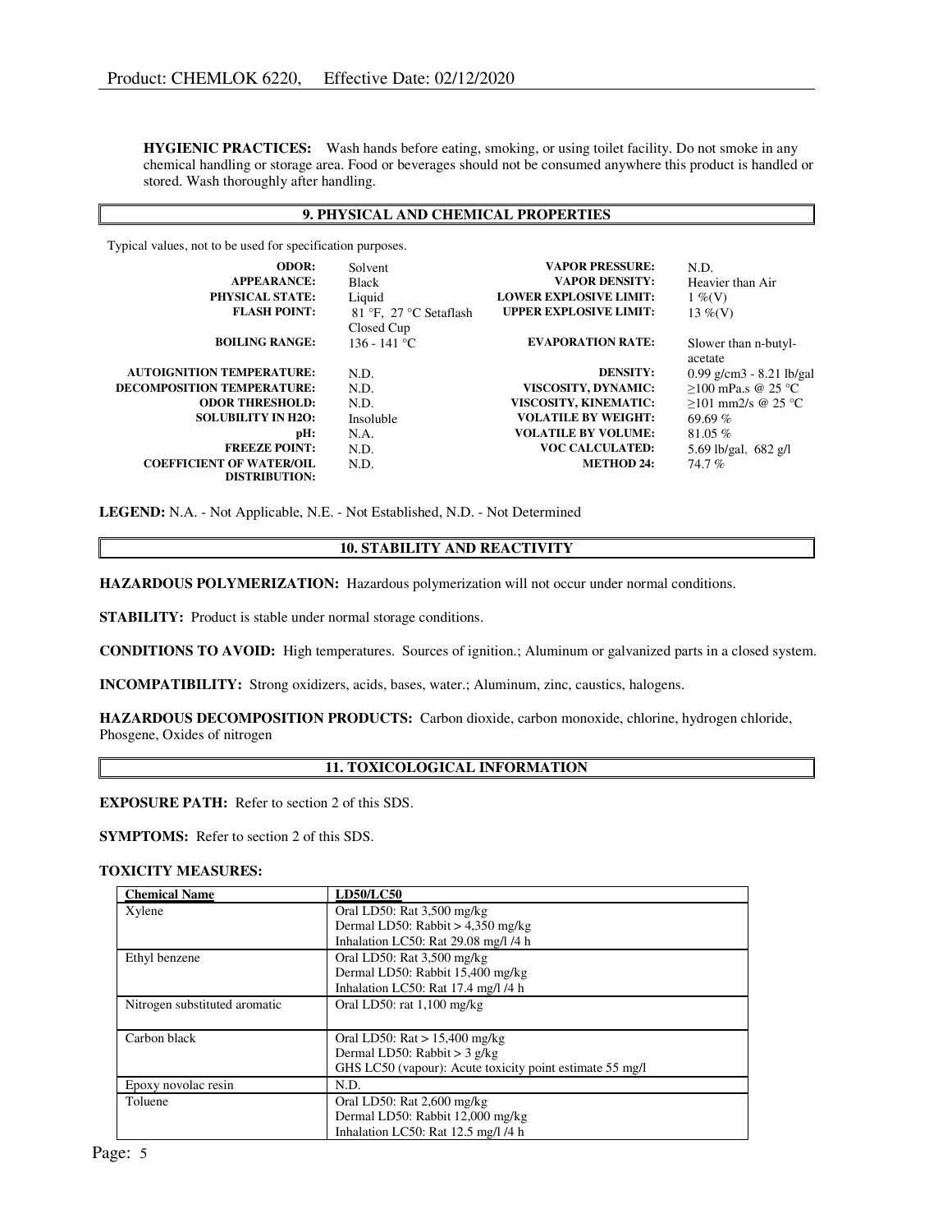**HYGIENIC PRACTICES:** Wash hands before eating, smoking, or using toilet facility. Do not smoke in any chemical handling or storage area. Food or beverages should not be consumed anywhere this product is handled or stored. Wash thoroughly after handling.

## 9. PHYSICAL AND CHEMICAL PROPERTIES

Typical values, not to be used for specification purposes.

| | | | |
|---|---|---|---|
| **ODOR:** | Solvent | **VAPOR PRESSURE:** | N.D. |
| **APPEARANCE:** | Black | **VAPOR DENSITY:** | Heavier than Air |
| **PHYSICAL STATE:** | Liquid | **LOWER EXPLOSIVE LIMIT:** | 1 %(V) |
| **FLASH POINT:** | 81 °F, 27 °C Setaflash Closed Cup | **UPPER EXPLOSIVE LIMIT:** | 13 %(V) |
| **BOILING RANGE:** | 136 - 141 °C | **EVAPORATION RATE:** | Slower than n-butyl-acetate |
| **AUTOIGNITION TEMPERATURE:** | N.D. | **DENSITY:** | 0.99 g/cm3 - 8.21 lb/gal |
| **DECOMPOSITION TEMPERATURE:** | N.D. | **VISCOSITY, DYNAMIC:** | ≥100 mPa.s @ 25 °C |
| **ODOR THRESHOLD:** | N.D. | **VISCOSITY, KINEMATIC:** | ≥101 mm2/s @ 25 °C |
| **SOLUBILITY IN H2O:** | Insoluble | **VOLATILE BY WEIGHT:** | 69.69 % |
| **pH:** | N.A. | **VOLATILE BY VOLUME:** | 81.05 % |
| **FREEZE POINT:** | N.D. | **VOC CALCULATED:** | 5.69 lb/gal, 682 g/l |
| **COEFFICIENT OF WATER/OIL DISTRIBUTION:** | N.D. | **METHOD 24:** | 74.7 % |

**LEGEND:** N.A. - Not Applicable, N.E. - Not Established, N.D. - Not Determined

## 10. STABILITY AND REACTIVITY

**HAZARDOUS POLYMERIZATION:** Hazardous polymerization will not occur under normal conditions.

**STABILITY:** Product is stable under normal storage conditions.

**CONDITIONS TO AVOID:** High temperatures. Sources of ignition.; Aluminum or galvanized parts in a closed system.

**INCOMPATIBILITY:** Strong oxidizers, acids, bases, water.; Aluminum, zinc, caustics, halogens.

**HAZARDOUS DECOMPOSITION PRODUCTS:** Carbon dioxide, carbon monoxide, chlorine, hydrogen chloride, Phosgene, Oxides of nitrogen

## 11. TOXICOLOGICAL INFORMATION

**EXPOSURE PATH:** Refer to section 2 of this SDS.

**SYMPTOMS:** Refer to section 2 of this SDS.

**TOXICITY MEASURES:**

| Chemical Name | LD50/LC50 |
|---|---|
| Xylene | Oral LD50: Rat 3,500 mg/kg<br>Dermal LD50: Rabbit > 4,350 mg/kg<br>Inhalation LC50: Rat 29.08 mg/l /4 h |
| Ethyl benzene | Oral LD50: Rat 3,500 mg/kg<br>Dermal LD50: Rabbit 15,400 mg/kg<br>Inhalation LC50: Rat 17.4 mg/l /4 h |
| Nitrogen substituted aromatic | Oral LD50: rat 1,100 mg/kg |
| Carbon black | Oral LD50: Rat > 15,400 mg/kg<br>Dermal LD50: Rabbit > 3 g/kg<br>GHS LC50 (vapour): Acute toxicity point estimate 55 mg/l |
| Epoxy novolac resin | N.D. |
| Toluene | Oral LD50: Rat 2,600 mg/kg<br>Dermal LD50: Rabbit 12,000 mg/kg<br>Inhalation LC50: Rat 12.5 mg/l /4 h |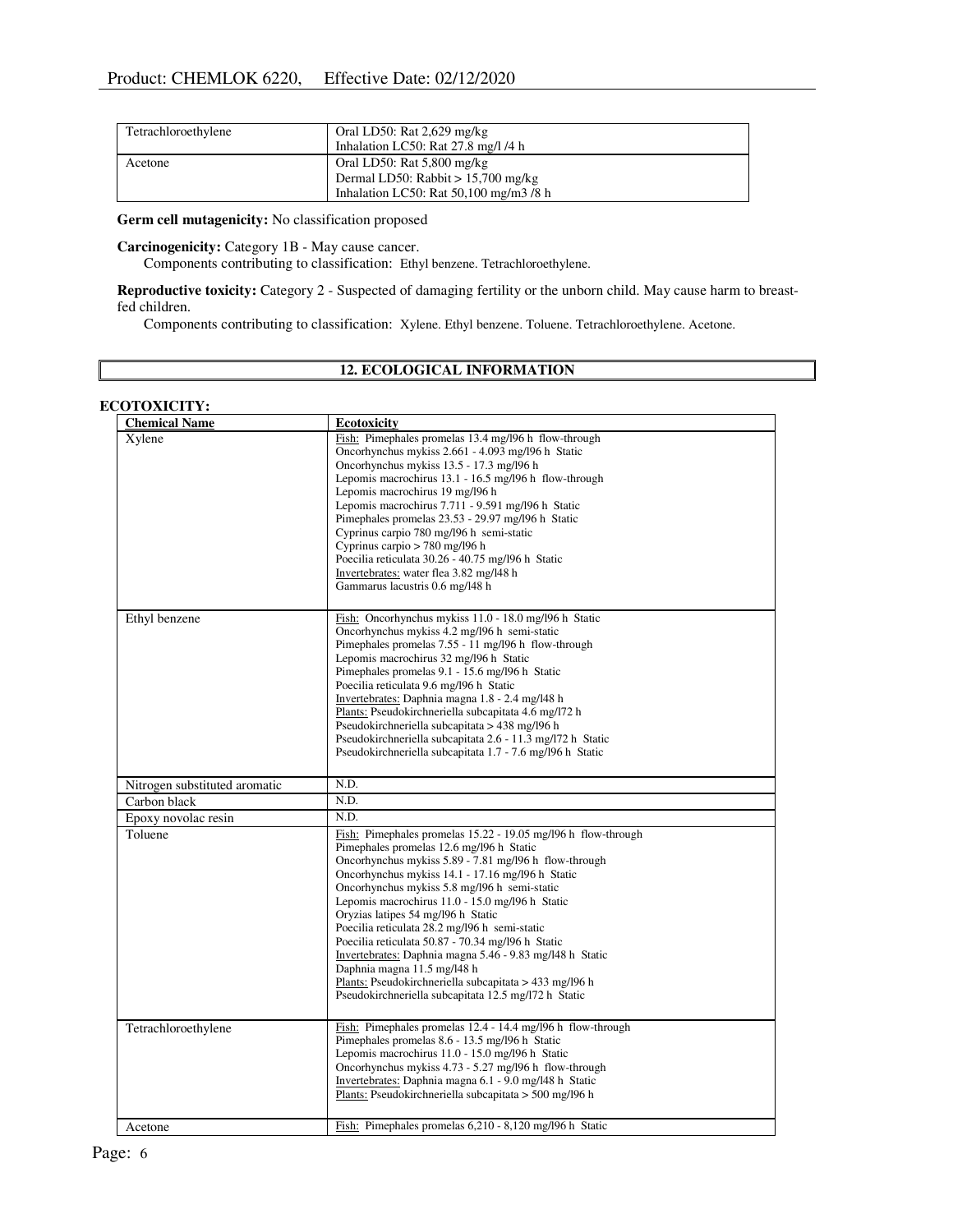| Tetrachloroethylene | Oral LD50: Rat 2,629 mg/kg<br>Inhalation LC50: Rat 27.8 mg/l /4 h |
|---|---|
| Acetone | Oral LD50: Rat 5,800 mg/kg<br>Dermal LD50: Rabbit > 15,700 mg/kg<br>Inhalation LC50: Rat 50,100 mg/m3 /8 h |

**Germ cell mutagenicity:** No classification proposed

**Carcinogenicity:** Category 1B - May cause cancer.
Components contributing to classification: Ethyl benzene. Tetrachloroethylene.

**Reproductive toxicity:** Category 2 - Suspected of damaging fertility or the unborn child. May cause harm to breast-fed children.
Components contributing to classification: Xylene. Ethyl benzene. Toluene. Tetrachloroethylene. Acetone.

## 12. ECOLOGICAL INFORMATION

**ECOTOXICITY:**

| Chemical Name | Ecotoxicity |
|---|---|
| Xylene | Fish: Pimephales promelas 13.4 mg/l96 h flow-through<br>Oncorhynchus mykiss 2.661 - 4.093 mg/l96 h Static<br>Oncorhynchus mykiss 13.5 - 17.3 mg/l96 h<br>Lepomis macrochirus 13.1 - 16.5 mg/l96 h flow-through<br>Lepomis macrochirus 19 mg/l96 h<br>Lepomis macrochirus 7.711 - 9.591 mg/l96 h Static<br>Pimephales promelas 23.53 - 29.97 mg/l96 h Static<br>Cyprinus carpio 780 mg/l96 h semi-static<br>Cyprinus carpio > 780 mg/l96 h<br>Poecilia reticulata 30.26 - 40.75 mg/l96 h Static<br>Invertebrates: water flea 3.82 mg/l48 h<br>Gammarus lacustris 0.6 mg/l48 h |
| Ethyl benzene | Fish: Oncorhynchus mykiss 11.0 - 18.0 mg/l96 h Static<br>Oncorhynchus mykiss 4.2 mg/l96 h semi-static<br>Pimephales promelas 7.55 - 11 mg/l96 h flow-through<br>Lepomis macrochirus 32 mg/l96 h Static<br>Pimephales promelas 9.1 - 15.6 mg/l96 h Static<br>Poecilia reticulata 9.6 mg/l96 h Static<br>Invertebrates: Daphnia magna 1.8 - 2.4 mg/l48 h<br>Plants: Pseudokirchneriella subcapitata 4.6 mg/l72 h<br>Pseudokirchneriella subcapitata > 438 mg/l96 h<br>Pseudokirchneriella subcapitata 2.6 - 11.3 mg/l72 h Static<br>Pseudokirchneriella subcapitata 1.7 - 7.6 mg/l96 h Static |
| Nitrogen substituted aromatic | N.D. |
| Carbon black | N.D. |
| Epoxy novolac resin | N.D. |
| Toluene | Fish: Pimephales promelas 15.22 - 19.05 mg/l96 h flow-through<br>Pimephales promelas 12.6 mg/l96 h Static<br>Oncorhynchus mykiss 5.89 - 7.81 mg/l96 h flow-through<br>Oncorhynchus mykiss 14.1 - 17.16 mg/l96 h Static<br>Oncorhynchus mykiss 5.8 mg/l96 h semi-static<br>Lepomis macrochirus 11.0 - 15.0 mg/l96 h Static<br>Oryzias latipes 54 mg/l96 h Static<br>Poecilia reticulata 28.2 mg/l96 h semi-static<br>Poecilia reticulata 50.87 - 70.34 mg/l96 h Static<br>Invertebrates: Daphnia magna 5.46 - 9.83 mg/l48 h Static<br>Daphnia magna 11.5 mg/l48 h<br>Plants: Pseudokirchneriella subcapitata > 433 mg/l96 h<br>Pseudokirchneriella subcapitata 12.5 mg/l72 h Static |
| Tetrachloroethylene | Fish: Pimephales promelas 12.4 - 14.4 mg/l96 h flow-through<br>Pimephales promelas 8.6 - 13.5 mg/l96 h Static<br>Lepomis macrochirus 11.0 - 15.0 mg/l96 h Static<br>Oncorhynchus mykiss 4.73 - 5.27 mg/l96 h flow-through<br>Invertebrates: Daphnia magna 6.1 - 9.0 mg/l48 h Static<br>Plants: Pseudokirchneriella subcapitata > 500 mg/l96 h |
| Acetone | Fish: Pimephales promelas 6,210 - 8,120 mg/l96 h Static |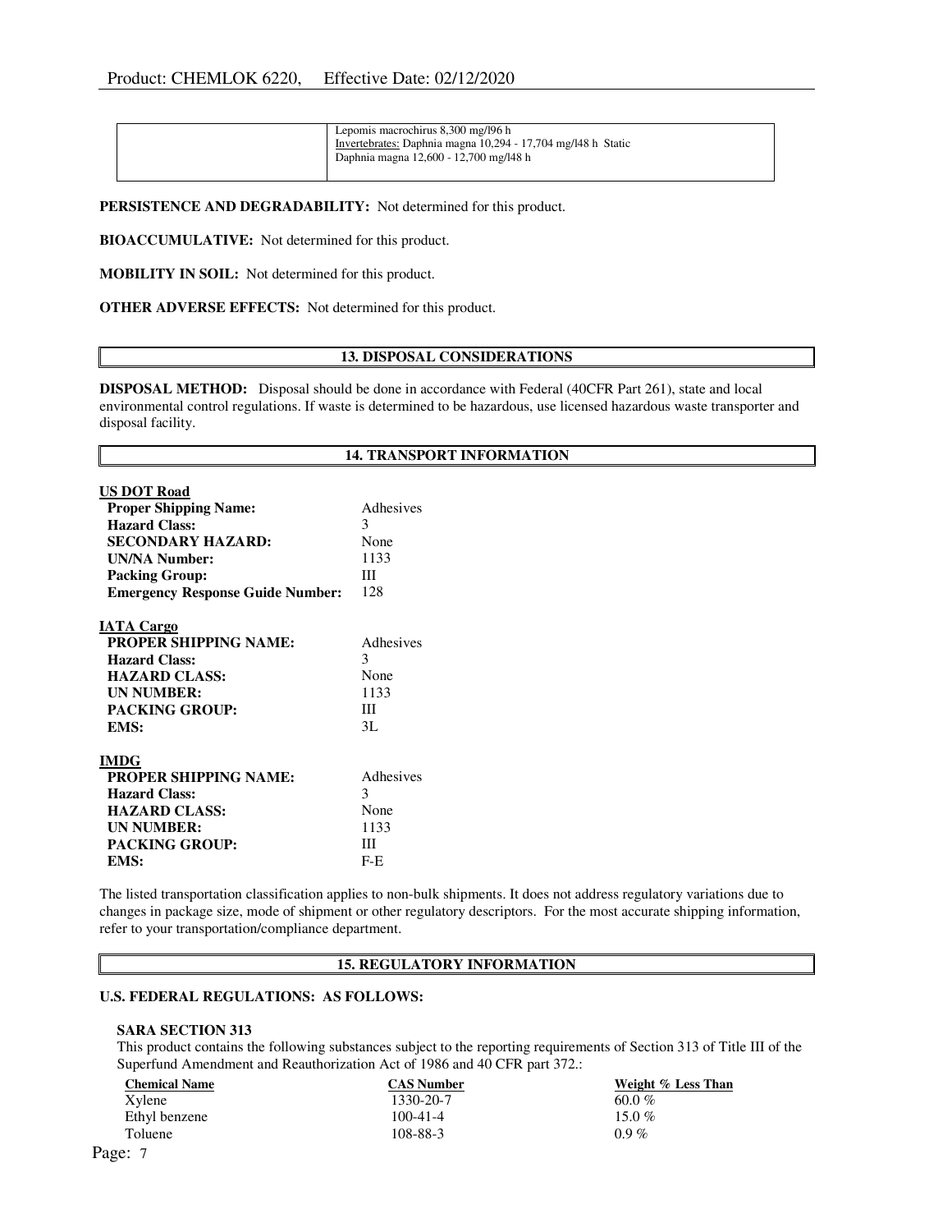| | Lepomis macrochirus 8,300 mg/l96 h<br>Invertebrates: Daphnia magna 10,294 - 17,704 mg/l48 h Static<br>Daphnia magna 12,600 - 12,700 mg/l48 h |
|---|---|

**PERSISTENCE AND DEGRADABILITY:** Not determined for this product.

**BIOACCUMULATIVE:** Not determined for this product.

**MOBILITY IN SOIL:** Not determined for this product.

**OTHER ADVERSE EFFECTS:** Not determined for this product.

## 13. DISPOSAL CONSIDERATIONS

**DISPOSAL METHOD:** Disposal should be done in accordance with Federal (40CFR Part 261), state and local environmental control regulations. If waste is determined to be hazardous, use licensed hazardous waste transporter and disposal facility.

## 14. TRANSPORT INFORMATION

**US DOT Road**

| | |
|---|---|
| **Proper Shipping Name:** | Adhesives |
| **Hazard Class:** | 3 |
| **SECONDARY HAZARD:** | None |
| **UN/NA Number:** | 1133 |
| **Packing Group:** | III |
| **Emergency Response Guide Number:** | 128 |

**IATA Cargo**

| | |
|---|---|
| **PROPER SHIPPING NAME:** | Adhesives |
| **Hazard Class:** | 3 |
| **HAZARD CLASS:** | None |
| **UN NUMBER:** | 1133 |
| **PACKING GROUP:** | III |
| **EMS:** | 3L |

**IMDG**

| | |
|---|---|
| **PROPER SHIPPING NAME:** | Adhesives |
| **Hazard Class:** | 3 |
| **HAZARD CLASS:** | None |
| **UN NUMBER:** | 1133 |
| **PACKING GROUP:** | III |
| **EMS:** | F-E |

The listed transportation classification applies to non-bulk shipments. It does not address regulatory variations due to changes in package size, mode of shipment or other regulatory descriptors. For the most accurate shipping information, refer to your transportation/compliance department.

## 15. REGULATORY INFORMATION

**U.S. FEDERAL REGULATIONS: AS FOLLOWS:**

**SARA SECTION 313**

This product contains the following substances subject to the reporting requirements of Section 313 of Title III of the Superfund Amendment and Reauthorization Act of 1986 and 40 CFR part 372.:

| Chemical Name | CAS Number | Weight % Less Than |
|---|---|---|
| Xylene | 1330-20-7 | 60.0 % |
| Ethyl benzene | 100-41-4 | 15.0 % |
| Toluene | 108-88-3 | 0.9 % |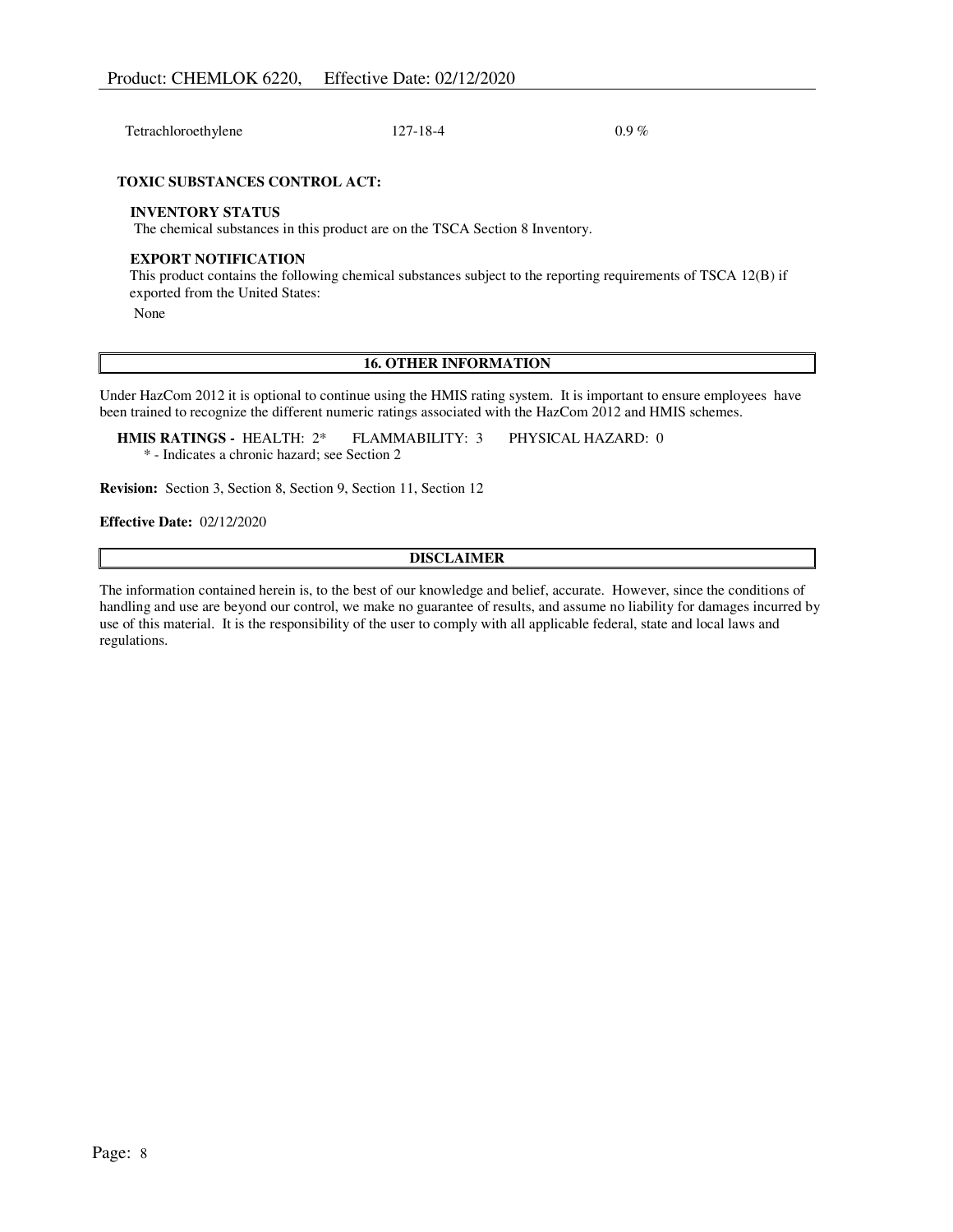| | | |
|---|---|---|
| Tetrachloroethylene | 127-18-4 | 0.9 % |

**TOXIC SUBSTANCES CONTROL ACT:**

**INVENTORY STATUS**

The chemical substances in this product are on the TSCA Section 8 Inventory.

**EXPORT NOTIFICATION**

This product contains the following chemical substances subject to the reporting requirements of TSCA 12(B) if exported from the United States:

None

## 16. OTHER INFORMATION

Under HazCom 2012 it is optional to continue using the HMIS rating system. It is important to ensure employees have been trained to recognize the different numeric ratings associated with the HazCom 2012 and HMIS schemes.

**HMIS RATINGS -** HEALTH: 2* FLAMMABILITY: 3 PHYSICAL HAZARD: 0

\* - Indicates a chronic hazard; see Section 2

**Revision:** Section 3, Section 8, Section 9, Section 11, Section 12

**Effective Date:** 02/12/2020

## DISCLAIMER

The information contained herein is, to the best of our knowledge and belief, accurate. However, since the conditions of handling and use are beyond our control, we make no guarantee of results, and assume no liability for damages incurred by use of this material. It is the responsibility of the user to comply with all applicable federal, state and local laws and regulations.